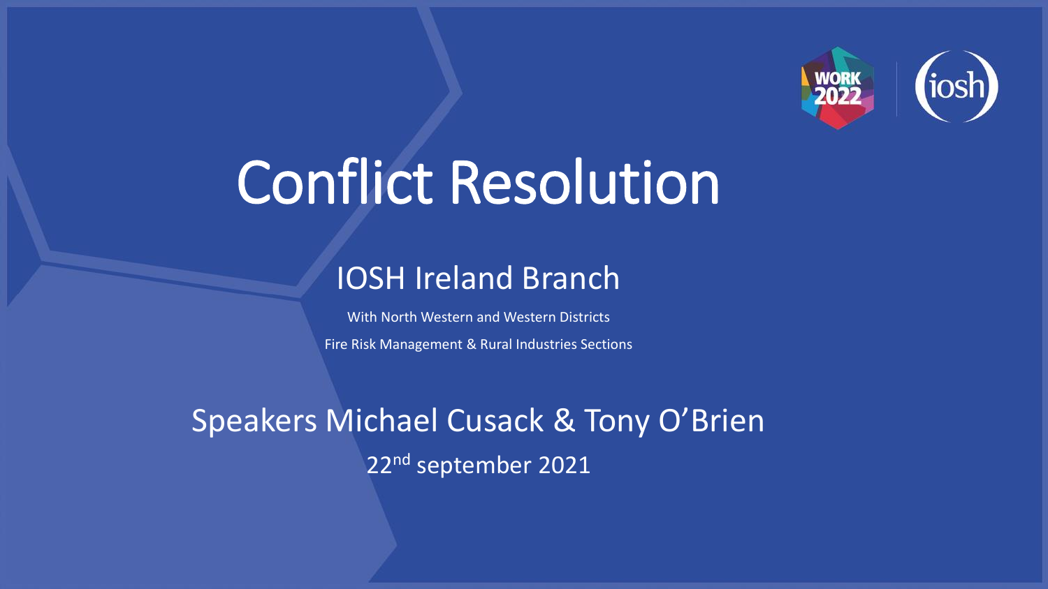# Conflict Resolution

## IOSH Ireland Branch

With North Western and Western Districts

Fire Risk Management & Rural Industries Sections

Speakers Michael Cusack & Tony O'Brien

22nd september 2021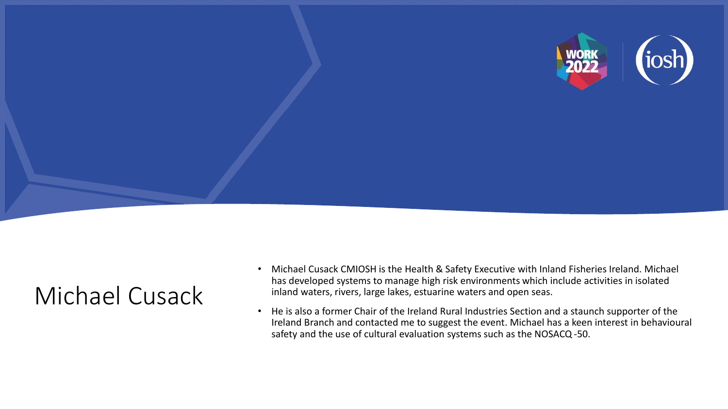# Michael Cusack

- Michael Cusack CMIOSH is the Health & Safety Executive with Inland Fisheries Ireland. Michael has developed systems to manage high risk environments which include activities in isolated inland waters, rivers, large lakes, estuarine waters and open seas.
- He is also a former Chair of the Ireland Rural Industries Section and a staunch supporter of the Ireland Branch and contacted me to suggest the event. Michael has a keen interest in behavioural safety and the use of cultural evaluation systems such as the NOSACQ -50.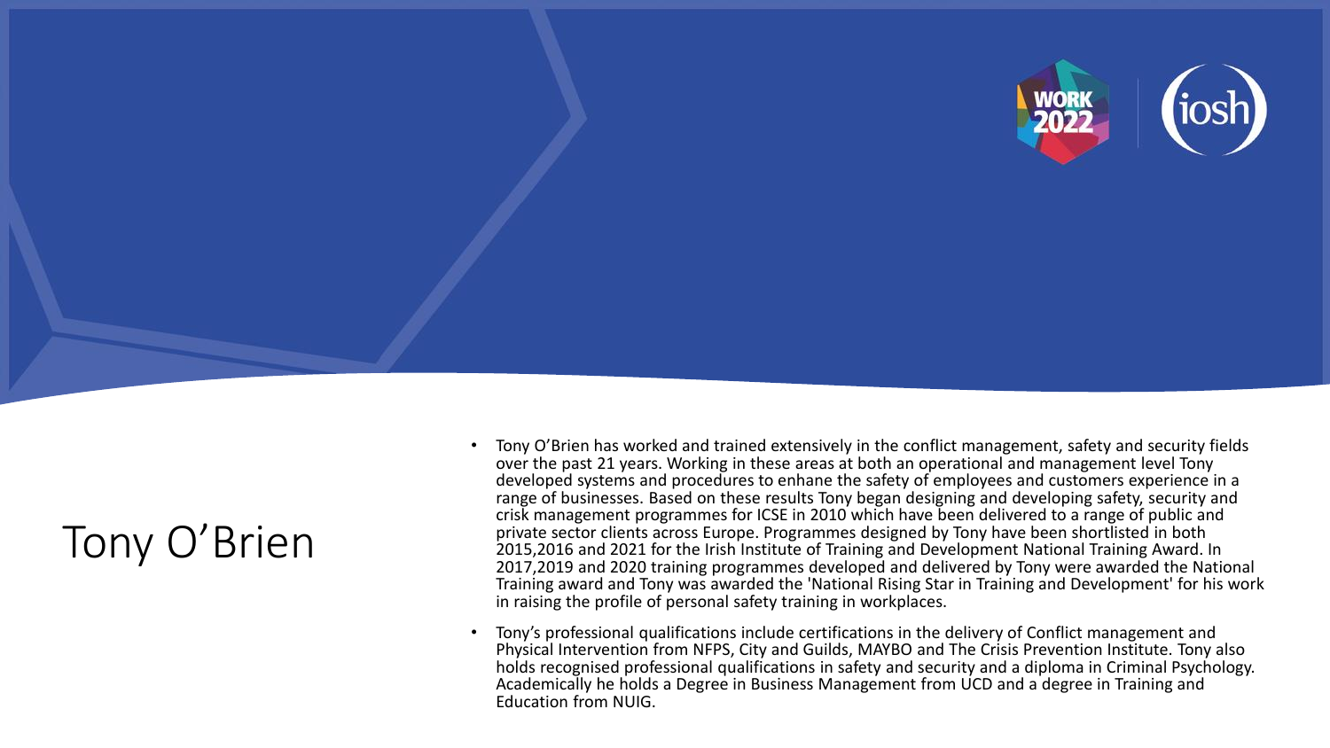# Tony O'Brien

- Tony O'Brien has worked and trained extensively in the conflict management, safety and security fields over the past 21 years. Working in these areas at both an operational and management level Tony developed systems and procedures to enhane the safety of employees and customers experience in a range of businesses. Based on these results Tony began designing and developing safety, security and crisk management programmes for ICSE in 2010 which have been delivered to a range of public and private sector clients across Europe. Programmes designed by Tony have been shortlisted in both 2015,2016 and 2021 for the Irish Institute of Training and Development National Training Award. In 2017,2019 and 2020 training programmes developed and delivered by Tony were awarded the National Training award and Tony was awarded the 'National Rising Star in Training and Development' for his work in raising the profile of personal safety training in workplaces.
- Tony's professional qualifications include certifications in the delivery of Conflict management and Physical Intervention from NFPS, City and Guilds, MAYBO and The Crisis Prevention Institute. Tony also holds recognised professional qualifications in safety and security and a diploma in Criminal Psychology. Academically he holds a Degree in Business Management from UCD and a degree in Training and Education from NUIG.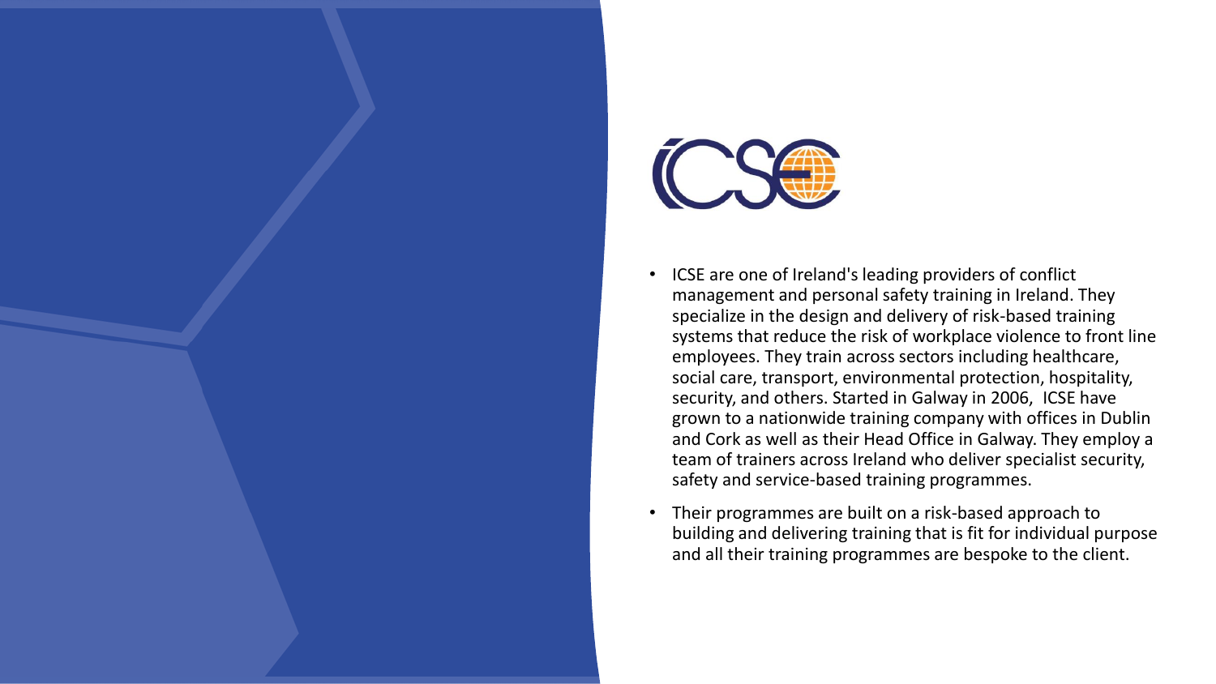- ICSE are one of Ireland's leading providers of conflict management and personal safety training in Ireland. They specialize in the design and delivery of risk-based training systems that reduce the risk of workplace violence to front line employees. They train across sectors including healthcare, social care, transport, environmental protection, hospitality, security, and others. Started in Galway in 2006, ICSE have grown to a nationwide training company with offices in Dublin and Cork as well as their Head Office in Galway. They employ a team of trainers across Ireland who deliver specialist security, safety and service-based training programmes.
- Their programmes are built on a risk-based approach to building and delivering training that is fit for individual purpose and all their training programmes are bespoke to the client.